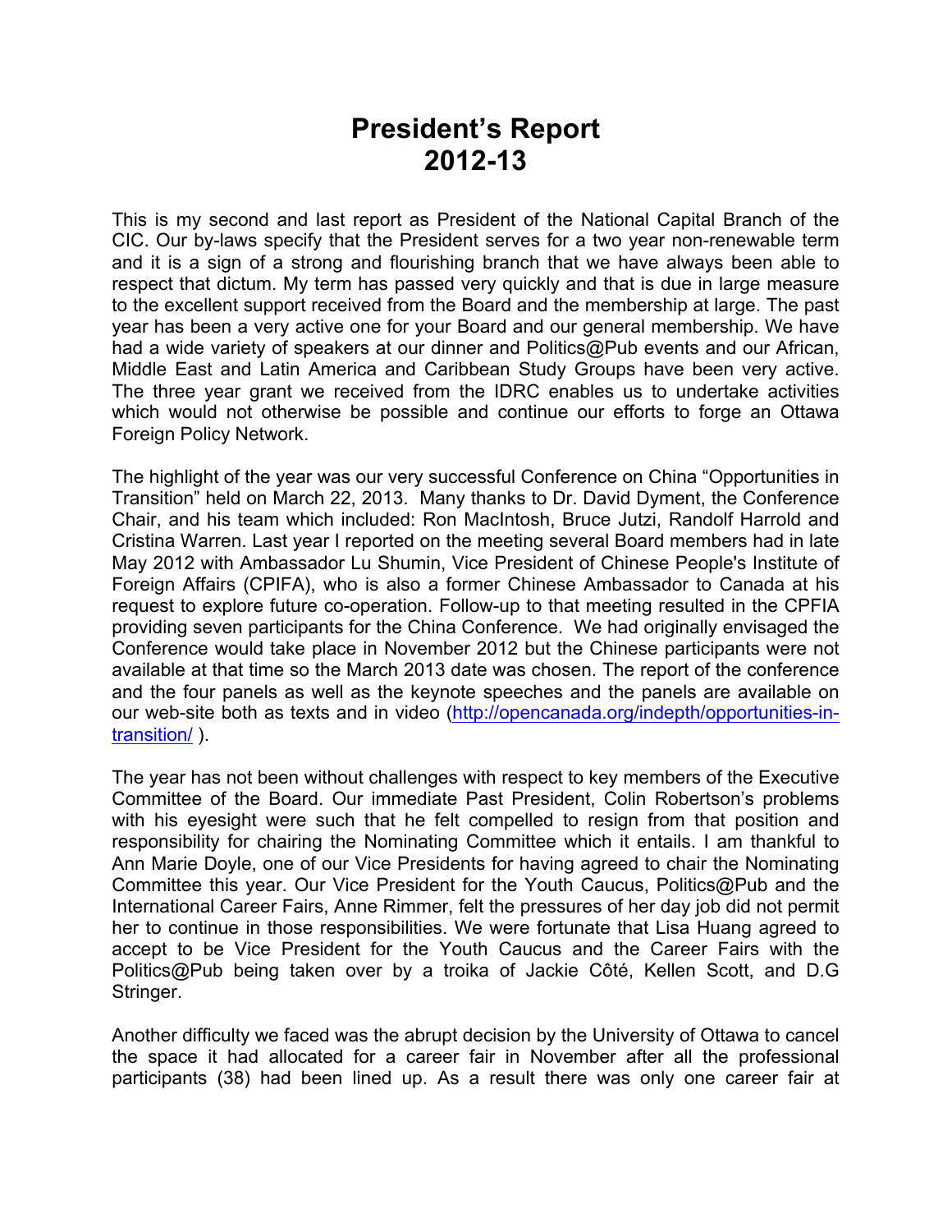# President's Report 2012-13

This is my second and last report as President of the National Capital Branch of the CIC. Our by-laws specify that the President serves for a two year non-renewable term and it is a sign of a strong and flourishing branch that we have always been able to respect that dictum. My term has passed very quickly and that is due in large measure to the excellent support received from the Board and the membership at large. The past year has been a very active one for your Board and our general membership. We have had a wide variety of speakers at our dinner and Politics@Pub events and our African, Middle East and Latin America and Caribbean Study Groups have been very active. The three year grant we received from the IDRC enables us to undertake activities which would not otherwise be possible and continue our efforts to forge an Ottawa Foreign Policy Network.

The highlight of the year was our very successful Conference on China "Opportunities in Transition" held on March 22, 2013. Many thanks to Dr. David Dyment, the Conference Chair, and his team which included: Ron MacIntosh, Bruce Jutzi, Randolf Harrold and Cristina Warren. Last year I reported on the meeting several Board members had in late May 2012 with Ambassador Lu Shumin, Vice President of Chinese People's Institute of Foreign Affairs (CPIFA), who is also a former Chinese Ambassador to Canada at his request to explore future co-operation. Follow-up to that meeting resulted in the CPFIA providing seven participants for the China Conference. We had originally envisaged the Conference would take place in November 2012 but the Chinese participants were not available at that time so the March 2013 date was chosen. The report of the conference and the four panels as well as the keynote speeches and the panels are available on our web-site both as texts and in video (http://opencanada.org/indepth/opportunities-in-transition/ ).

The year has not been without challenges with respect to key members of the Executive Committee of the Board. Our immediate Past President, Colin Robertson's problems with his eyesight were such that he felt compelled to resign from that position and responsibility for chairing the Nominating Committee which it entails. I am thankful to Ann Marie Doyle, one of our Vice Presidents for having agreed to chair the Nominating Committee this year. Our Vice President for the Youth Caucus, Politics@Pub and the International Career Fairs, Anne Rimmer, felt the pressures of her day job did not permit her to continue in those responsibilities. We were fortunate that Lisa Huang agreed to accept to be Vice President for the Youth Caucus and the Career Fairs with the Politics@Pub being taken over by a troika of Jackie Côté, Kellen Scott, and D.G Stringer.

Another difficulty we faced was the abrupt decision by the University of Ottawa to cancel the space it had allocated for a career fair in November after all the professional participants (38) had been lined up. As a result there was only one career fair at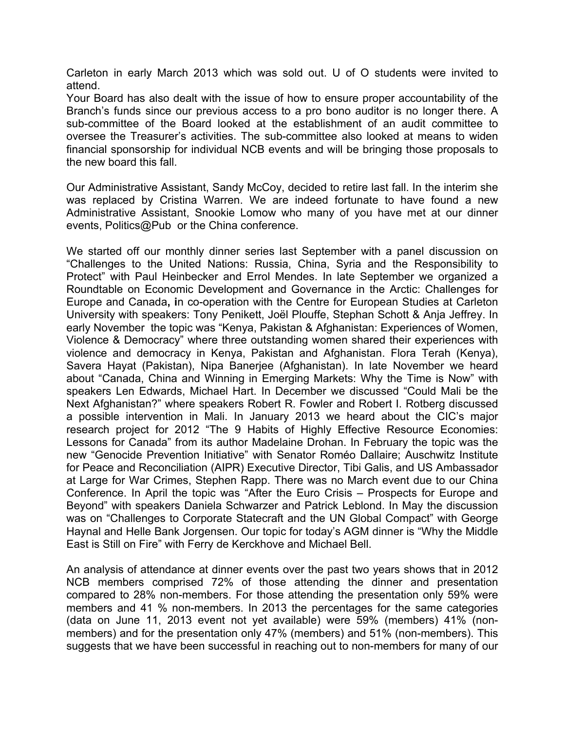Carleton in early March 2013 which was sold out. U of O students were invited to attend.
Your Board has also dealt with the issue of how to ensure proper accountability of the Branch's funds since our previous access to a pro bono auditor is no longer there. A sub-committee of the Board looked at the establishment of an audit committee to oversee the Treasurer's activities. The sub-committee also looked at means to widen financial sponsorship for individual NCB events and will be bringing those proposals to the new board this fall.

Our Administrative Assistant, Sandy McCoy, decided to retire last fall. In the interim she was replaced by Cristina Warren. We are indeed fortunate to have found a new Administrative Assistant, Snookie Lomow who many of you have met at our dinner events, Politics@Pub or the China conference.

We started off our monthly dinner series last September with a panel discussion on "Challenges to the United Nations: Russia, China, Syria and the Responsibility to Protect" with Paul Heinbecker and Errol Mendes. In late September we organized a Roundtable on Economic Development and Governance in the Arctic: Challenges for Europe and Canada, in co-operation with the Centre for European Studies at Carleton University with speakers: Tony Penikett, Joël Plouffe, Stephan Schott & Anja Jeffrey. In early November the topic was "Kenya, Pakistan & Afghanistan: Experiences of Women, Violence & Democracy" where three outstanding women shared their experiences with violence and democracy in Kenya, Pakistan and Afghanistan. Flora Terah (Kenya), Savera Hayat (Pakistan), Nipa Banerjee (Afghanistan). In late November we heard about "Canada, China and Winning in Emerging Markets: Why the Time is Now" with speakers Len Edwards, Michael Hart. In December we discussed "Could Mali be the Next Afghanistan?" where speakers Robert R. Fowler and Robert I. Rotberg discussed a possible intervention in Mali. In January 2013 we heard about the CIC's major research project for 2012 "The 9 Habits of Highly Effective Resource Economies: Lessons for Canada" from its author Madelaine Drohan. In February the topic was the new "Genocide Prevention Initiative" with Senator Roméo Dallaire; Auschwitz Institute for Peace and Reconciliation (AIPR) Executive Director, Tibi Galis, and US Ambassador at Large for War Crimes, Stephen Rapp. There was no March event due to our China Conference. In April the topic was "After the Euro Crisis – Prospects for Europe and Beyond" with speakers Daniela Schwarzer and Patrick Leblond. In May the discussion was on "Challenges to Corporate Statecraft and the UN Global Compact" with George Haynal and Helle Bank Jorgensen. Our topic for today's AGM dinner is "Why the Middle East is Still on Fire" with Ferry de Kerckhove and Michael Bell.

An analysis of attendance at dinner events over the past two years shows that in 2012 NCB members comprised 72% of those attending the dinner and presentation compared to 28% non-members. For those attending the presentation only 59% were members and 41 % non-members. In 2013 the percentages for the same categories (data on June 11, 2013 event not yet available) were 59% (members) 41% (non-members) and for the presentation only 47% (members) and 51% (non-members). This suggests that we have been successful in reaching out to non-members for many of our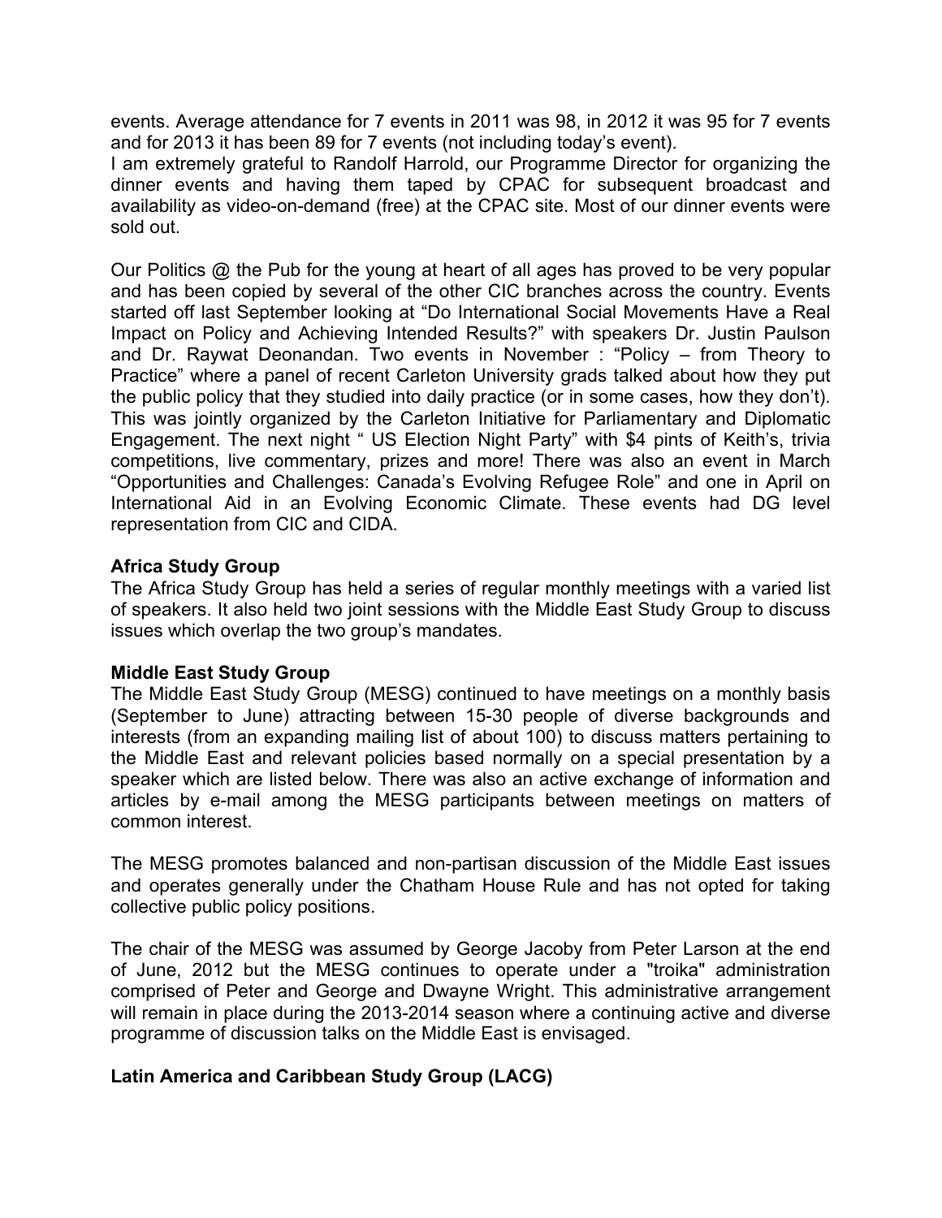events. Average attendance for 7 events in 2011 was 98, in 2012 it was 95 for 7 events and for 2013 it has been 89 for 7 events (not including today's event).

I am extremely grateful to Randolf Harrold, our Programme Director for organizing the dinner events and having them taped by CPAC for subsequent broadcast and availability as video-on-demand (free) at the CPAC site. Most of our dinner events were sold out.

Our Politics @ the Pub for the young at heart of all ages has proved to be very popular and has been copied by several of the other CIC branches across the country. Events started off last September looking at "Do International Social Movements Have a Real Impact on Policy and Achieving Intended Results?" with speakers Dr. Justin Paulson and Dr. Raywat Deonandan. Two events in November : "Policy – from Theory to Practice" where a panel of recent Carleton University grads talked about how they put the public policy that they studied into daily practice (or in some cases, how they don't). This was jointly organized by the Carleton Initiative for Parliamentary and Diplomatic Engagement. The next night " US Election Night Party" with $4 pints of Keith's, trivia competitions, live commentary, prizes and more! There was also an event in March "Opportunities and Challenges: Canada's Evolving Refugee Role" and one in April on International Aid in an Evolving Economic Climate. These events had DG level representation from CIC and CIDA.

**Africa Study Group**

The Africa Study Group has held a series of regular monthly meetings with a varied list of speakers. It also held two joint sessions with the Middle East Study Group to discuss issues which overlap the two group's mandates.

**Middle East Study Group**

The Middle East Study Group (MESG) continued to have meetings on a monthly basis (September to June) attracting between 15-30 people of diverse backgrounds and interests (from an expanding mailing list of about 100) to discuss matters pertaining to the Middle East and relevant policies based normally on a special presentation by a speaker which are listed below. There was also an active exchange of information and articles by e-mail among the MESG participants between meetings on matters of common interest.

The MESG promotes balanced and non-partisan discussion of the Middle East issues and operates generally under the Chatham House Rule and has not opted for taking collective public policy positions.

The chair of the MESG was assumed by George Jacoby from Peter Larson at the end of June, 2012 but the MESG continues to operate under a "troika" administration comprised of Peter and George and Dwayne Wright. This administrative arrangement will remain in place during the 2013-2014 season where a continuing active and diverse programme of discussion talks on the Middle East is envisaged.

**Latin America and Caribbean Study Group (LACG)**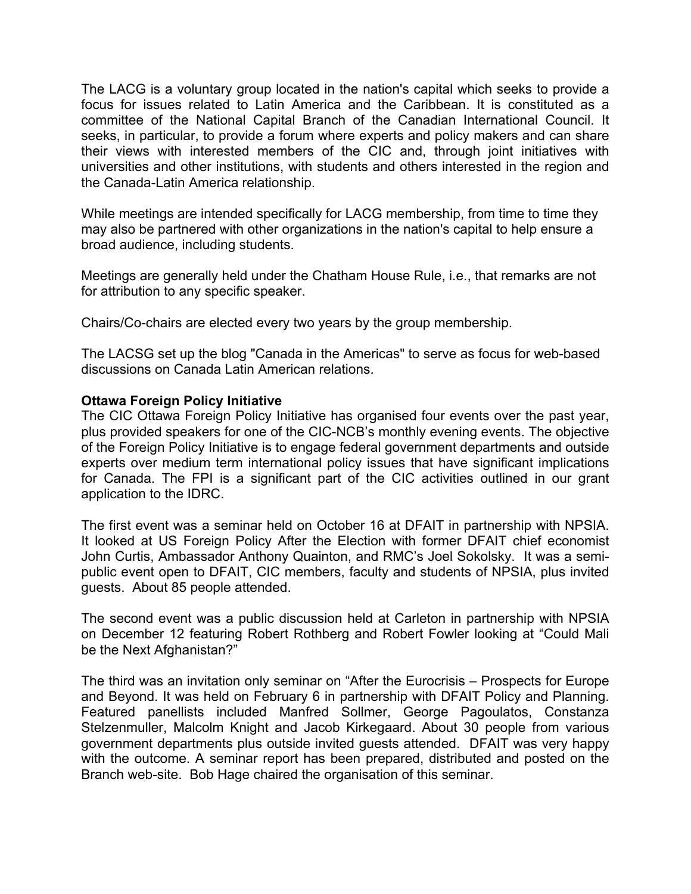The LACG is a voluntary group located in the nation's capital which seeks to provide a focus for issues related to Latin America and the Caribbean. It is constituted as a committee of the National Capital Branch of the Canadian International Council. It seeks, in particular, to provide a forum where experts and policy makers and can share their views with interested members of the CIC and, through joint initiatives with universities and other institutions, with students and others interested in the region and the Canada-Latin America relationship.

While meetings are intended specifically for LACG membership, from time to time they may also be partnered with other organizations in the nation's capital to help ensure a broad audience, including students.

Meetings are generally held under the Chatham House Rule, i.e., that remarks are not for attribution to any specific speaker.

Chairs/Co-chairs are elected every two years by the group membership.

The LACSG set up the blog "Canada in the Americas" to serve as focus for web-based discussions on Canada Latin American relations.

**Ottawa Foreign Policy Initiative**

The CIC Ottawa Foreign Policy Initiative has organised four events over the past year, plus provided speakers for one of the CIC-NCB's monthly evening events. The objective of the Foreign Policy Initiative is to engage federal government departments and outside experts over medium term international policy issues that have significant implications for Canada. The FPI is a significant part of the CIC activities outlined in our grant application to the IDRC.

The first event was a seminar held on October 16 at DFAIT in partnership with NPSIA. It looked at US Foreign Policy After the Election with former DFAIT chief economist John Curtis, Ambassador Anthony Quainton, and RMC's Joel Sokolsky. It was a semi-public event open to DFAIT, CIC members, faculty and students of NPSIA, plus invited guests. About 85 people attended.

The second event was a public discussion held at Carleton in partnership with NPSIA on December 12 featuring Robert Rothberg and Robert Fowler looking at "Could Mali be the Next Afghanistan?"

The third was an invitation only seminar on "After the Eurocrisis – Prospects for Europe and Beyond. It was held on February 6 in partnership with DFAIT Policy and Planning. Featured panellists included Manfred Sollmer, George Pagoulatos, Constanza Stelzenmuller, Malcolm Knight and Jacob Kirkegaard. About 30 people from various government departments plus outside invited guests attended. DFAIT was very happy with the outcome. A seminar report has been prepared, distributed and posted on the Branch web-site. Bob Hage chaired the organisation of this seminar.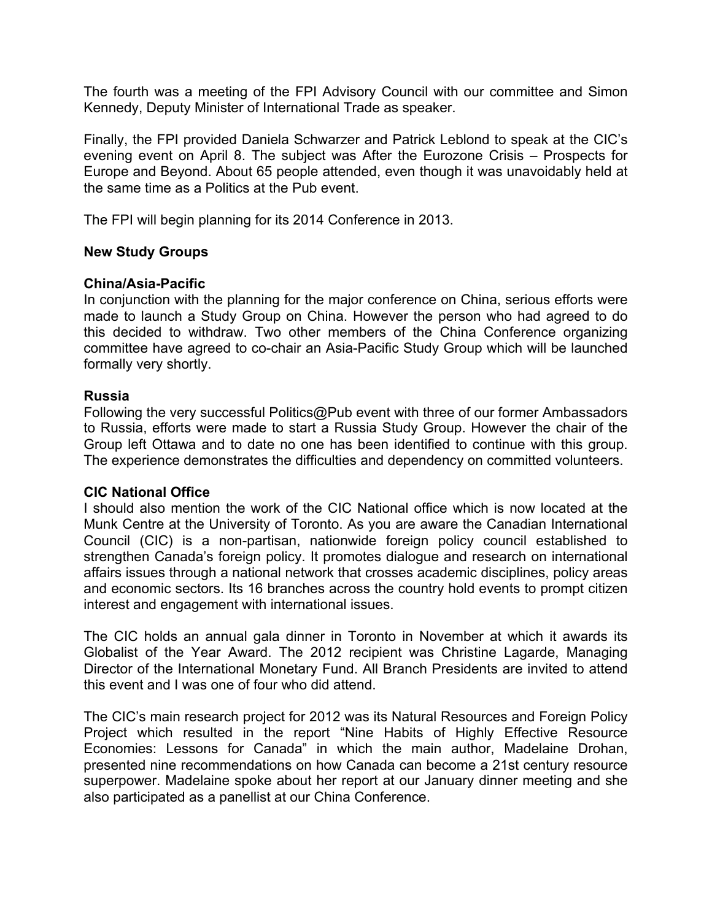The fourth was a meeting of the FPI Advisory Council with our committee and Simon Kennedy, Deputy Minister of International Trade as speaker.

Finally, the FPI provided Daniela Schwarzer and Patrick Leblond to speak at the CIC's evening event on April 8. The subject was After the Eurozone Crisis – Prospects for Europe and Beyond. About 65 people attended, even though it was unavoidably held at the same time as a Politics at the Pub event.

The FPI will begin planning for its 2014 Conference in 2013.

**New Study Groups**

**China/Asia-Pacific**

In conjunction with the planning for the major conference on China, serious efforts were made to launch a Study Group on China. However the person who had agreed to do this decided to withdraw. Two other members of the China Conference organizing committee have agreed to co-chair an Asia-Pacific Study Group which will be launched formally very shortly.

**Russia**

Following the very successful Politics@Pub event with three of our former Ambassadors to Russia, efforts were made to start a Russia Study Group. However the chair of the Group left Ottawa and to date no one has been identified to continue with this group. The experience demonstrates the difficulties and dependency on committed volunteers.

**CIC National Office**

I should also mention the work of the CIC National office which is now located at the Munk Centre at the University of Toronto. As you are aware the Canadian International Council (CIC) is a non-partisan, nationwide foreign policy council established to strengthen Canada's foreign policy. It promotes dialogue and research on international affairs issues through a national network that crosses academic disciplines, policy areas and economic sectors. Its 16 branches across the country hold events to prompt citizen interest and engagement with international issues.

The CIC holds an annual gala dinner in Toronto in November at which it awards its Globalist of the Year Award. The 2012 recipient was Christine Lagarde, Managing Director of the International Monetary Fund. All Branch Presidents are invited to attend this event and I was one of four who did attend.

The CIC's main research project for 2012 was its Natural Resources and Foreign Policy Project which resulted in the report "Nine Habits of Highly Effective Resource Economies: Lessons for Canada" in which the main author, Madelaine Drohan, presented nine recommendations on how Canada can become a 21st century resource superpower. Madelaine spoke about her report at our January dinner meeting and she also participated as a panellist at our China Conference.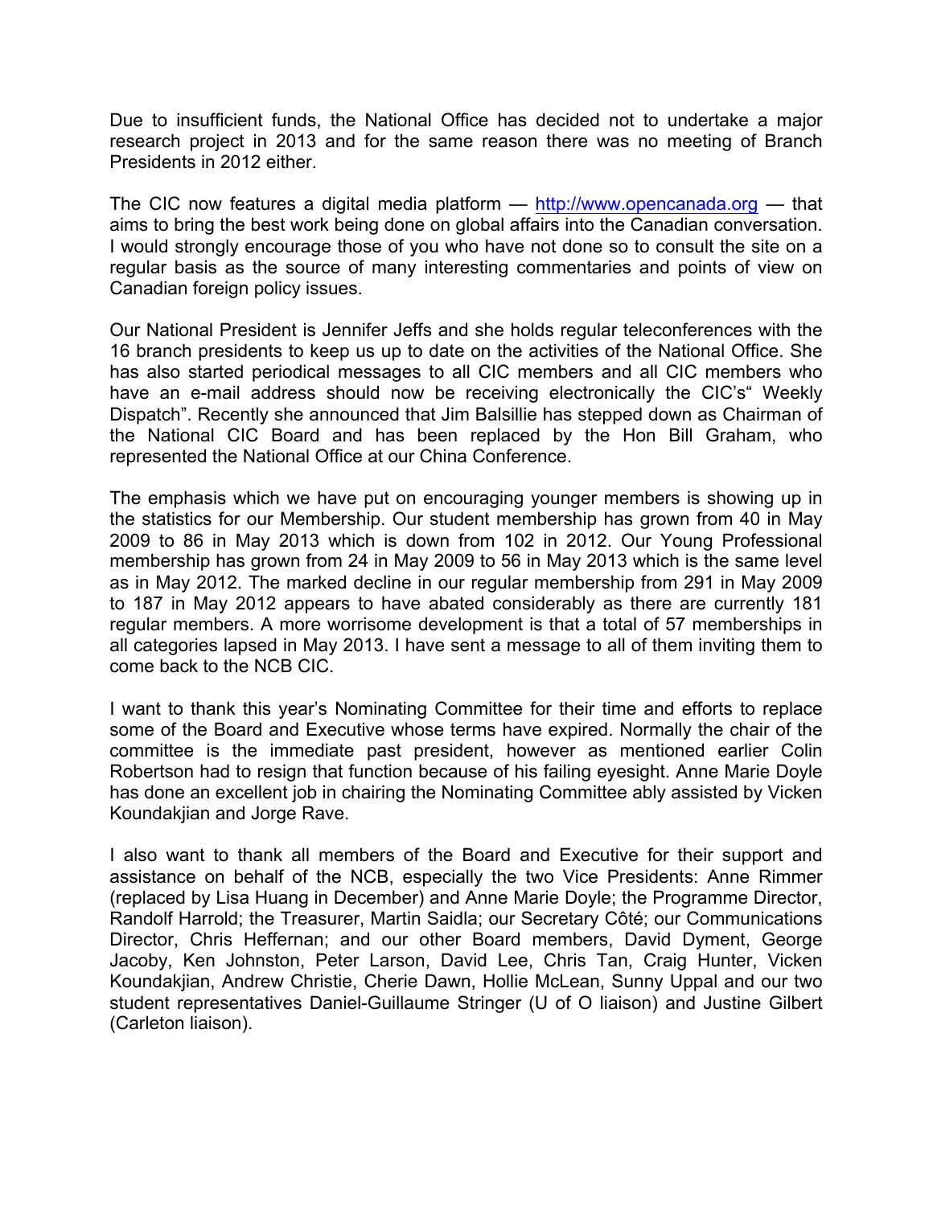Due to insufficient funds, the National Office has decided not to undertake a major research project in 2013 and for the same reason there was no meeting of Branch Presidents in 2012 either.

The CIC now features a digital media platform — http://www.opencanada.org — that aims to bring the best work being done on global affairs into the Canadian conversation. I would strongly encourage those of you who have not done so to consult the site on a regular basis as the source of many interesting commentaries and points of view on Canadian foreign policy issues.

Our National President is Jennifer Jeffs and she holds regular teleconferences with the 16 branch presidents to keep us up to date on the activities of the National Office. She has also started periodical messages to all CIC members and all CIC members who have an e-mail address should now be receiving electronically the CIC's" Weekly Dispatch". Recently she announced that Jim Balsillie has stepped down as Chairman of the National CIC Board and has been replaced by the Hon Bill Graham, who represented the National Office at our China Conference.

The emphasis which we have put on encouraging younger members is showing up in the statistics for our Membership. Our student membership has grown from 40 in May 2009 to 86 in May 2013 which is down from 102 in 2012. Our Young Professional membership has grown from 24 in May 2009 to 56 in May 2013 which is the same level as in May 2012. The marked decline in our regular membership from 291 in May 2009 to 187 in May 2012 appears to have abated considerably as there are currently 181 regular members. A more worrisome development is that a total of 57 memberships in all categories lapsed in May 2013. I have sent a message to all of them inviting them to come back to the NCB CIC.

I want to thank this year's Nominating Committee for their time and efforts to replace some of the Board and Executive whose terms have expired. Normally the chair of the committee is the immediate past president, however as mentioned earlier Colin Robertson had to resign that function because of his failing eyesight. Anne Marie Doyle has done an excellent job in chairing the Nominating Committee ably assisted by Vicken Koundakjian and Jorge Rave.

I also want to thank all members of the Board and Executive for their support and assistance on behalf of the NCB, especially the two Vice Presidents: Anne Rimmer (replaced by Lisa Huang in December) and Anne Marie Doyle; the Programme Director, Randolf Harrold; the Treasurer, Martin Saidla; our Secretary Côté; our Communications Director, Chris Heffernan; and our other Board members, David Dyment, George Jacoby, Ken Johnston, Peter Larson, David Lee, Chris Tan, Craig Hunter, Vicken Koundakjian, Andrew Christie, Cherie Dawn, Hollie McLean, Sunny Uppal and our two student representatives Daniel-Guillaume Stringer (U of O liaison) and Justine Gilbert (Carleton liaison).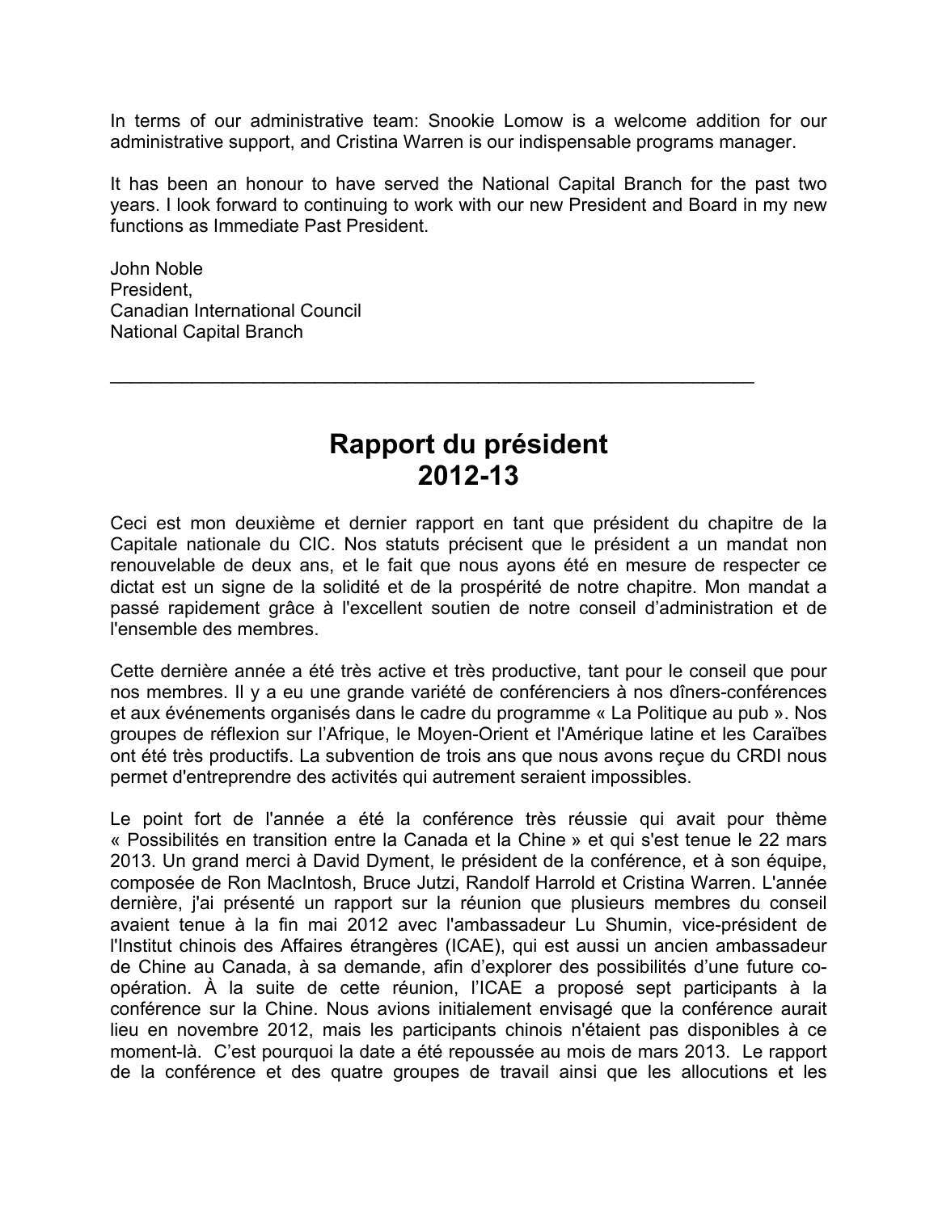In terms of our administrative team: Snookie Lomow is a welcome addition for our administrative support, and Cristina Warren is our indispensable programs manager.

It has been an honour to have served the National Capital Branch for the past two years. I look forward to continuing to work with our new President and Board in my new functions as Immediate Past President.

John Noble  
President,  
Canadian International Council  
National Capital Branch

---

# Rapport du président 2012-13

Ceci est mon deuxième et dernier rapport en tant que président du chapitre de la Capitale nationale du CIC. Nos statuts précisent que le président a un mandat non renouvelable de deux ans, et le fait que nous ayons été en mesure de respecter ce dictat est un signe de la solidité et de la prospérité de notre chapitre. Mon mandat a passé rapidement grâce à l'excellent soutien de notre conseil d'administration et de l'ensemble des membres.

Cette dernière année a été très active et très productive, tant pour le conseil que pour nos membres. Il y a eu une grande variété de conférenciers à nos dîners-conférences et aux événements organisés dans le cadre du programme « La Politique au pub ». Nos groupes de réflexion sur l'Afrique, le Moyen-Orient et l'Amérique latine et les Caraïbes ont été très productifs. La subvention de trois ans que nous avons reçue du CRDI nous permet d'entreprendre des activités qui autrement seraient impossibles.

Le point fort de l'année a été la conférence très réussie qui avait pour thème « Possibilités en transition entre la Canada et la Chine » et qui s'est tenue le 22 mars 2013. Un grand merci à David Dyment, le président de la conférence, et à son équipe, composée de Ron MacIntosh, Bruce Jutzi, Randolf Harrold et Cristina Warren. L'année dernière, j'ai présenté un rapport sur la réunion que plusieurs membres du conseil avaient tenue à la fin mai 2012 avec l'ambassadeur Lu Shumin, vice-président de l'Institut chinois des Affaires étrangères (ICAE), qui est aussi un ancien ambassadeur de Chine au Canada, à sa demande, afin d'explorer des possibilités d'une future co-opération. À la suite de cette réunion, l'ICAE a proposé sept participants à la conférence sur la Chine. Nous avions initialement envisagé que la conférence aurait lieu en novembre 2012, mais les participants chinois n'étaient pas disponibles à ce moment-là. C'est pourquoi la date a été repoussée au mois de mars 2013. Le rapport de la conférence et des quatre groupes de travail ainsi que les allocutions et les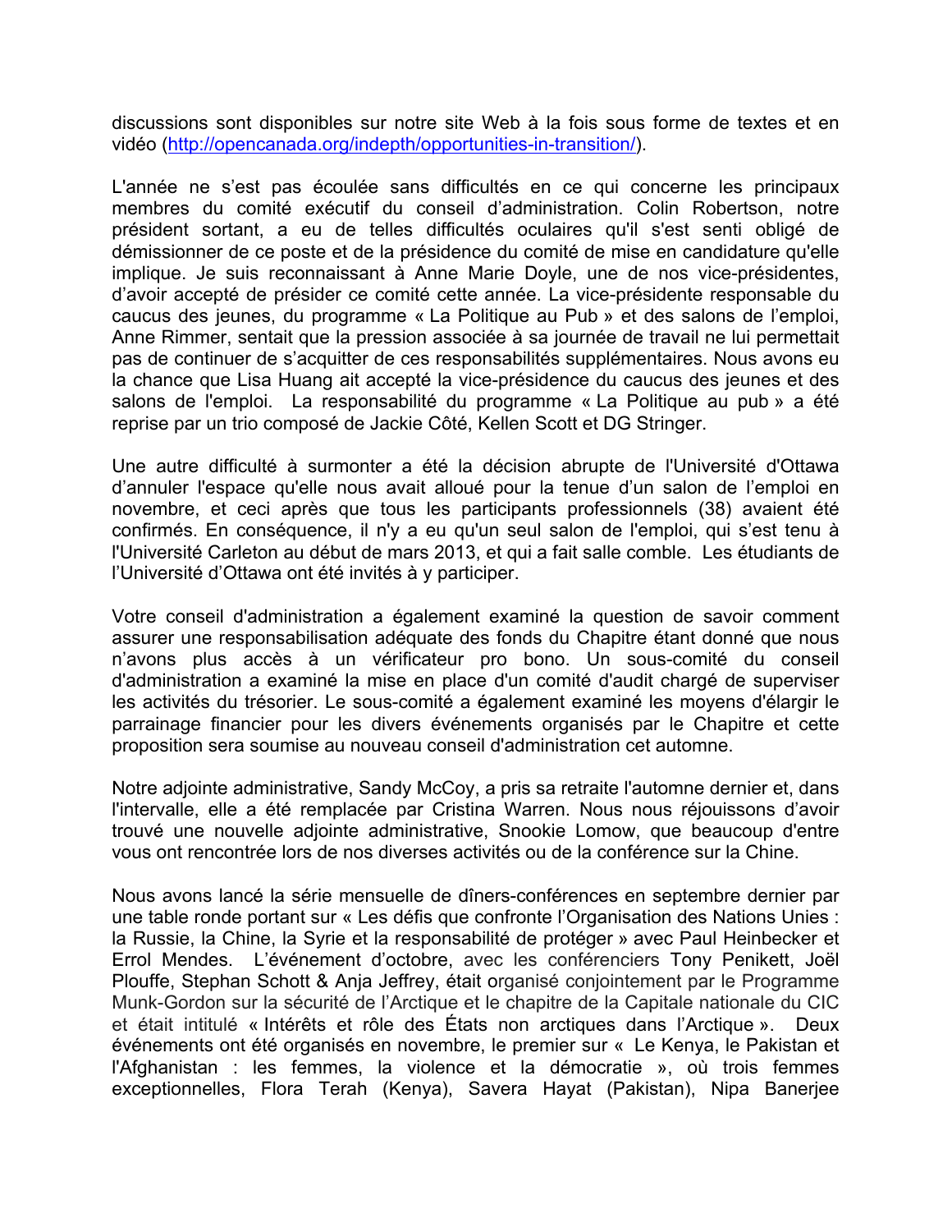discussions sont disponibles sur notre site Web à la fois sous forme de textes et en vidéo (http://opencanada.org/indepth/opportunities-in-transition/).

L'année ne s'est pas écoulée sans difficultés en ce qui concerne les principaux membres du comité exécutif du conseil d'administration. Colin Robertson, notre président sortant, a eu de telles difficultés oculaires qu'il s'est senti obligé de démissionner de ce poste et de la présidence du comité de mise en candidature qu'elle implique. Je suis reconnaissant à Anne Marie Doyle, une de nos vice-présidentes, d'avoir accepté de présider ce comité cette année. La vice-présidente responsable du caucus des jeunes, du programme « La Politique au Pub » et des salons de l'emploi, Anne Rimmer, sentait que la pression associée à sa journée de travail ne lui permettait pas de continuer de s'acquitter de ces responsabilités supplémentaires. Nous avons eu la chance que Lisa Huang ait accepté la vice-présidence du caucus des jeunes et des salons de l'emploi. La responsabilité du programme « La Politique au pub » a été reprise par un trio composé de Jackie Côté, Kellen Scott et DG Stringer.

Une autre difficulté à surmonter a été la décision abrupte de l'Université d'Ottawa d'annuler l'espace qu'elle nous avait alloué pour la tenue d'un salon de l'emploi en novembre, et ceci après que tous les participants professionnels (38) avaient été confirmés. En conséquence, il n'y a eu qu'un seul salon de l'emploi, qui s'est tenu à l'Université Carleton au début de mars 2013, et qui a fait salle comble. Les étudiants de l'Université d'Ottawa ont été invités à y participer.

Votre conseil d'administration a également examiné la question de savoir comment assurer une responsabilisation adéquate des fonds du Chapitre étant donné que nous n'avons plus accès à un vérificateur pro bono. Un sous-comité du conseil d'administration a examiné la mise en place d'un comité d'audit chargé de superviser les activités du trésorier. Le sous-comité a également examiné les moyens d'élargir le parrainage financier pour les divers événements organisés par le Chapitre et cette proposition sera soumise au nouveau conseil d'administration cet automne.

Notre adjointe administrative, Sandy McCoy, a pris sa retraite l'automne dernier et, dans l'intervalle, elle a été remplacée par Cristina Warren. Nous nous réjouissons d'avoir trouvé une nouvelle adjointe administrative, Snookie Lomow, que beaucoup d'entre vous ont rencontrée lors de nos diverses activités ou de la conférence sur la Chine.

Nous avons lancé la série mensuelle de dîners-conférences en septembre dernier par une table ronde portant sur « Les défis que confronte l'Organisation des Nations Unies : la Russie, la Chine, la Syrie et la responsabilité de protéger » avec Paul Heinbecker et Errol Mendes. L'événement d'octobre, avec les conférenciers Tony Penikett, Joël Plouffe, Stephan Schott & Anja Jeffrey, était organisé conjointement par le Programme Munk-Gordon sur la sécurité de l'Arctique et le chapitre de la Capitale nationale du CIC et était intitulé « Intérêts et rôle des États non arctiques dans l'Arctique ». Deux événements ont été organisés en novembre, le premier sur « Le Kenya, le Pakistan et l'Afghanistan : les femmes, la violence et la démocratie », où trois femmes exceptionnelles, Flora Terah (Kenya), Savera Hayat (Pakistan), Nipa Banerjee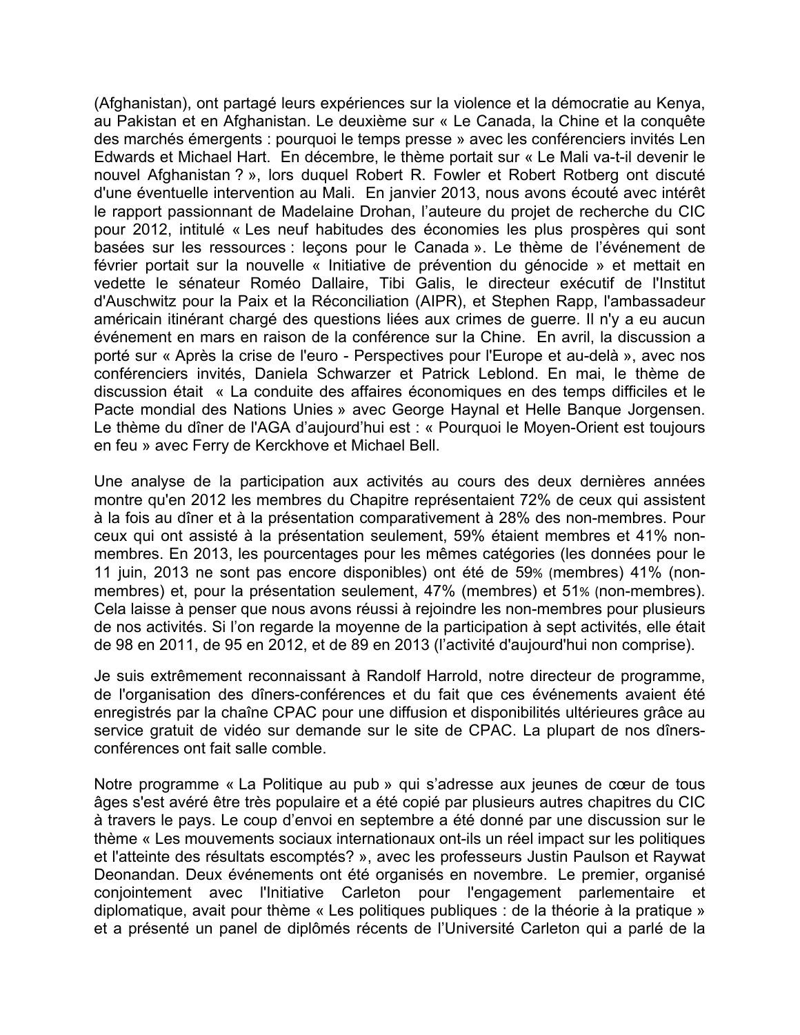(Afghanistan), ont partagé leurs expériences sur la violence et la démocratie au Kenya, au Pakistan et en Afghanistan. Le deuxième sur « Le Canada, la Chine et la conquête des marchés émergents : pourquoi le temps presse » avec les conférenciers invités Len Edwards et Michael Hart. En décembre, le thème portait sur « Le Mali va-t-il devenir le nouvel Afghanistan ? », lors duquel Robert R. Fowler et Robert Rotberg ont discuté d'une éventuelle intervention au Mali. En janvier 2013, nous avons écouté avec intérêt le rapport passionnant de Madelaine Drohan, l'auteure du projet de recherche du CIC pour 2012, intitulé « Les neuf habitudes des économies les plus prospères qui sont basées sur les ressources : leçons pour le Canada ». Le thème de l'événement de février portait sur la nouvelle « Initiative de prévention du génocide » et mettait en vedette le sénateur Roméo Dallaire, Tibi Galis, le directeur exécutif de l'Institut d'Auschwitz pour la Paix et la Réconciliation (AIPR), et Stephen Rapp, l'ambassadeur américain itinérant chargé des questions liées aux crimes de guerre. Il n'y a eu aucun événement en mars en raison de la conférence sur la Chine. En avril, la discussion a porté sur « Après la crise de l'euro - Perspectives pour l'Europe et au-delà », avec nos conférenciers invités, Daniela Schwarzer et Patrick Leblond. En mai, le thème de discussion était « La conduite des affaires économiques en des temps difficiles et le Pacte mondial des Nations Unies » avec George Haynal et Helle Banque Jorgensen. Le thème du dîner de l'AGA d'aujourd'hui est : « Pourquoi le Moyen-Orient est toujours en feu » avec Ferry de Kerckhove et Michael Bell.

Une analyse de la participation aux activités au cours des deux dernières années montre qu'en 2012 les membres du Chapitre représentaient 72% de ceux qui assistent à la fois au dîner et à la présentation comparativement à 28% des non-membres. Pour ceux qui ont assisté à la présentation seulement, 59% étaient membres et 41% non-membres. En 2013, les pourcentages pour les mêmes catégories (les données pour le 11 juin, 2013 ne sont pas encore disponibles) ont été de 59% (membres) 41% (non-membres) et, pour la présentation seulement, 47% (membres) et 51% (non-membres). Cela laisse à penser que nous avons réussi à rejoindre les non-membres pour plusieurs de nos activités. Si l'on regarde la moyenne de la participation à sept activités, elle était de 98 en 2011, de 95 en 2012, et de 89 en 2013 (l'activité d'aujourd'hui non comprise).

Je suis extrêmement reconnaissant à Randolf Harrold, notre directeur de programme, de l'organisation des dîners-conférences et du fait que ces événements avaient été enregistrés par la chaîne CPAC pour une diffusion et disponibilités ultérieures grâce au service gratuit de vidéo sur demande sur le site de CPAC. La plupart de nos dîners-conférences ont fait salle comble.

Notre programme « La Politique au pub » qui s'adresse aux jeunes de cœur de tous âges s'est avéré être très populaire et a été copié par plusieurs autres chapitres du CIC à travers le pays. Le coup d'envoi en septembre a été donné par une discussion sur le thème « Les mouvements sociaux internationaux ont-ils un réel impact sur les politiques et l'atteinte des résultats escomptés? », avec les professeurs Justin Paulson et Raywat Deonandan. Deux événements ont été organisés en novembre. Le premier, organisé conjointement avec l'Initiative Carleton pour l'engagement parlementaire et diplomatique, avait pour thème « Les politiques publiques : de la théorie à la pratique » et a présenté un panel de diplômés récents de l'Université Carleton qui a parlé de la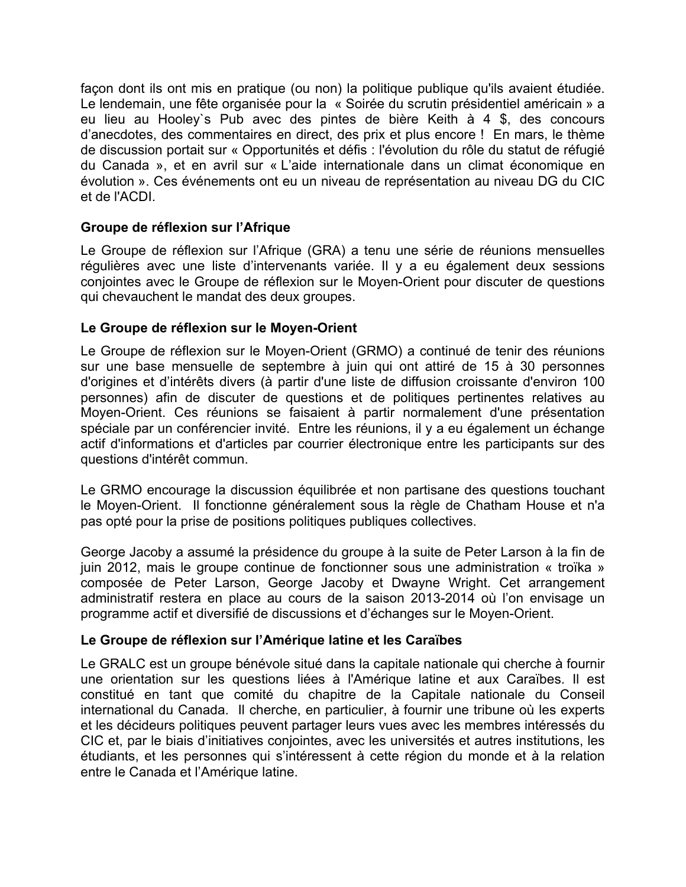façon dont ils ont mis en pratique (ou non) la politique publique qu'ils avaient étudiée. Le lendemain, une fête organisée pour la « Soirée du scrutin présidentiel américain » a eu lieu au Hooley`s Pub avec des pintes de bière Keith à 4 $, des concours d'anecdotes, des commentaires en direct, des prix et plus encore ! En mars, le thème de discussion portait sur « Opportunités et défis : l'évolution du rôle du statut de réfugié du Canada », et en avril sur « L'aide internationale dans un climat économique en évolution ». Ces événements ont eu un niveau de représentation au niveau DG du CIC et de l'ACDI.

**Groupe de réflexion sur l'Afrique**

Le Groupe de réflexion sur l'Afrique (GRA) a tenu une série de réunions mensuelles régulières avec une liste d'intervenants variée. Il y a eu également deux sessions conjointes avec le Groupe de réflexion sur le Moyen-Orient pour discuter de questions qui chevauchent le mandat des deux groupes.

**Le Groupe de réflexion sur le Moyen-Orient**

Le Groupe de réflexion sur le Moyen-Orient (GRMO) a continué de tenir des réunions sur une base mensuelle de septembre à juin qui ont attiré de 15 à 30 personnes d'origines et d'intérêts divers (à partir d'une liste de diffusion croissante d'environ 100 personnes) afin de discuter de questions et de politiques pertinentes relatives au Moyen-Orient. Ces réunions se faisaient à partir normalement d'une présentation spéciale par un conférencier invité. Entre les réunions, il y a eu également un échange actif d'informations et d'articles par courrier électronique entre les participants sur des questions d'intérêt commun.

Le GRMO encourage la discussion équilibrée et non partisane des questions touchant le Moyen-Orient. Il fonctionne généralement sous la règle de Chatham House et n'a pas opté pour la prise de positions politiques publiques collectives.

George Jacoby a assumé la présidence du groupe à la suite de Peter Larson à la fin de juin 2012, mais le groupe continue de fonctionner sous une administration « troïka » composée de Peter Larson, George Jacoby et Dwayne Wright. Cet arrangement administratif restera en place au cours de la saison 2013-2014 où l'on envisage un programme actif et diversifié de discussions et d'échanges sur le Moyen-Orient.

**Le Groupe de réflexion sur l'Amérique latine et les Caraïbes**

Le GRALC est un groupe bénévole situé dans la capitale nationale qui cherche à fournir une orientation sur les questions liées à l'Amérique latine et aux Caraïbes. Il est constitué en tant que comité du chapitre de la Capitale nationale du Conseil international du Canada. Il cherche, en particulier, à fournir une tribune où les experts et les décideurs politiques peuvent partager leurs vues avec les membres intéressés du CIC et, par le biais d'initiatives conjointes, avec les universités et autres institutions, les étudiants, et les personnes qui s'intéressent à cette région du monde et à la relation entre le Canada et l'Amérique latine.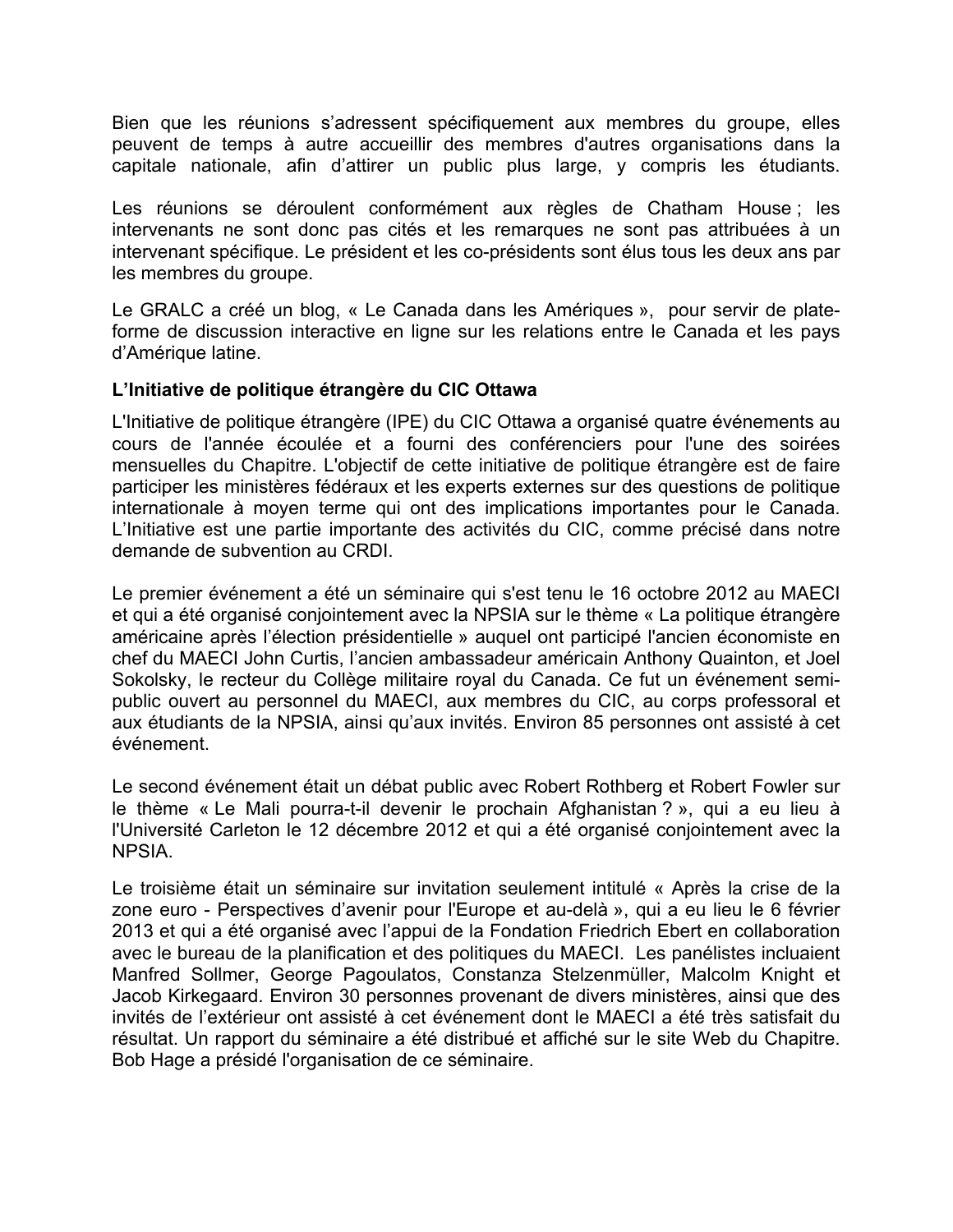Bien que les réunions s'adressent spécifiquement aux membres du groupe, elles peuvent de temps à autre accueillir des membres d'autres organisations dans la capitale nationale, afin d'attirer un public plus large, y compris les étudiants.

Les réunions se déroulent conformément aux règles de Chatham House ; les intervenants ne sont donc pas cités et les remarques ne sont pas attribuées à un intervenant spécifique. Le président et les co-présidents sont élus tous les deux ans par les membres du groupe.

Le GRALC a créé un blog, « Le Canada dans les Amériques », pour servir de plate-forme de discussion interactive en ligne sur les relations entre le Canada et les pays d'Amérique latine.

**L'Initiative de politique étrangère du CIC Ottawa**

L'Initiative de politique étrangère (IPE) du CIC Ottawa a organisé quatre événements au cours de l'année écoulée et a fourni des conférenciers pour l'une des soirées mensuelles du Chapitre. L'objectif de cette initiative de politique étrangère est de faire participer les ministères fédéraux et les experts externes sur des questions de politique internationale à moyen terme qui ont des implications importantes pour le Canada. L'Initiative est une partie importante des activités du CIC, comme précisé dans notre demande de subvention au CRDI.

Le premier événement a été un séminaire qui s'est tenu le 16 octobre 2012 au MAECI et qui a été organisé conjointement avec la NPSIA sur le thème « La politique étrangère américaine après l'élection présidentielle » auquel ont participé l'ancien économiste en chef du MAECI John Curtis, l'ancien ambassadeur américain Anthony Quainton, et Joel Sokolsky, le recteur du Collège militaire royal du Canada. Ce fut un événement semi-public ouvert au personnel du MAECI, aux membres du CIC, au corps professoral et aux étudiants de la NPSIA, ainsi qu'aux invités. Environ 85 personnes ont assisté à cet événement.

Le second événement était un débat public avec Robert Rothberg et Robert Fowler sur le thème « Le Mali pourra-t-il devenir le prochain Afghanistan ? », qui a eu lieu à l'Université Carleton le 12 décembre 2012 et qui a été organisé conjointement avec la NPSIA.

Le troisième était un séminaire sur invitation seulement intitulé « Après la crise de la zone euro - Perspectives d'avenir pour l'Europe et au-delà », qui a eu lieu le 6 février 2013 et qui a été organisé avec l'appui de la Fondation Friedrich Ebert en collaboration avec le bureau de la planification et des politiques du MAECI. Les panélistes incluaient Manfred Sollmer, George Pagoulatos, Constanza Stelzenmüller, Malcolm Knight et Jacob Kirkegaard. Environ 30 personnes provenant de divers ministères, ainsi que des invités de l'extérieur ont assisté à cet événement dont le MAECI a été très satisfait du résultat. Un rapport du séminaire a été distribué et affiché sur le site Web du Chapitre. Bob Hage a présidé l'organisation de ce séminaire.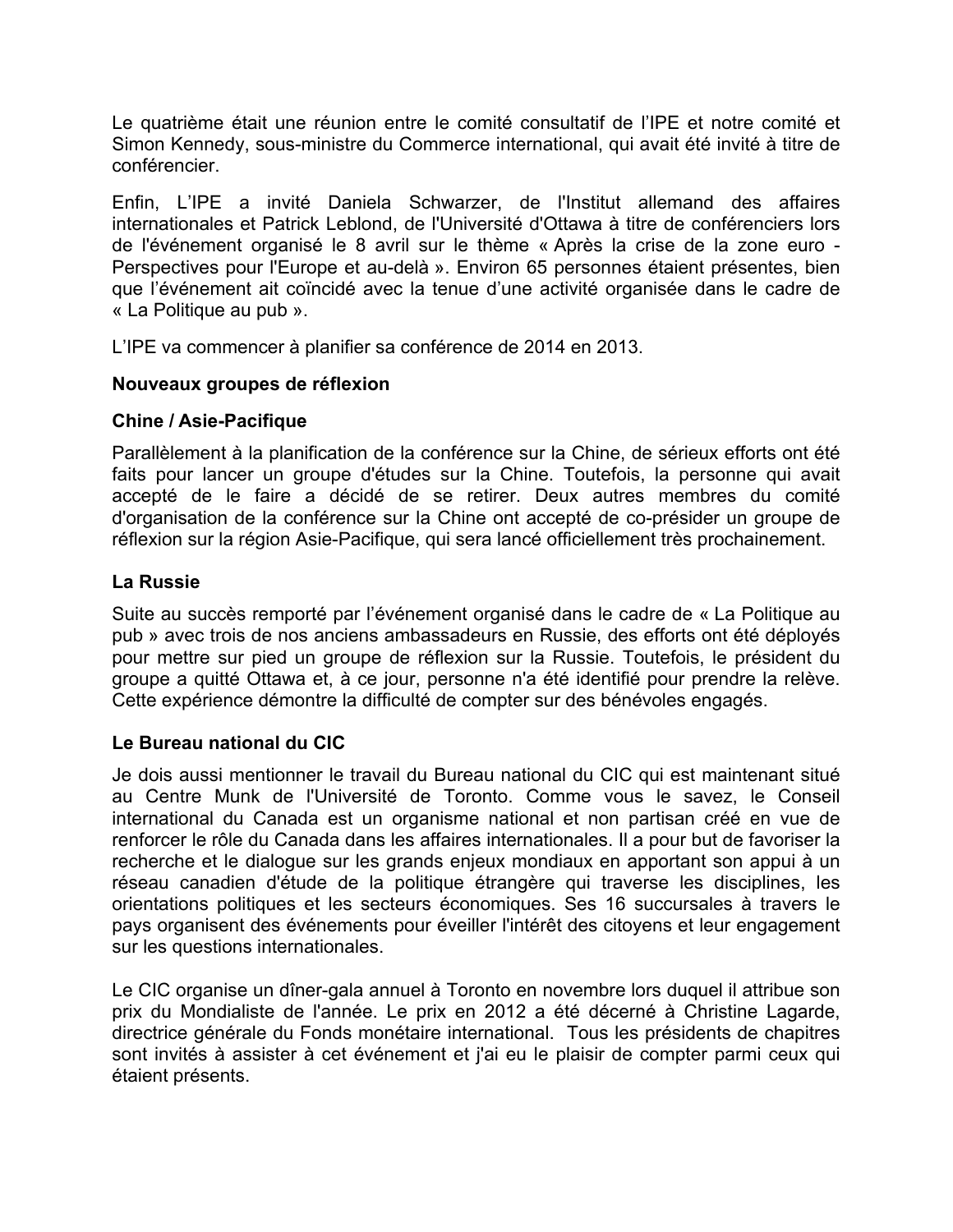Le quatrième était une réunion entre le comité consultatif de l'IPE et notre comité et Simon Kennedy, sous-ministre du Commerce international, qui avait été invité à titre de conférencier.

Enfin, L'IPE a invité Daniela Schwarzer, de l'Institut allemand des affaires internationales et Patrick Leblond, de l'Université d'Ottawa à titre de conférenciers lors de l'événement organisé le 8 avril sur le thème « Après la crise de la zone euro - Perspectives pour l'Europe et au-delà ». Environ 65 personnes étaient présentes, bien que l'événement ait coïncidé avec la tenue d'une activité organisée dans le cadre de « La Politique au pub ».

L'IPE va commencer à planifier sa conférence de 2014 en 2013.

**Nouveaux groupes de réflexion**

**Chine / Asie-Pacifique**

Parallèlement à la planification de la conférence sur la Chine, de sérieux efforts ont été faits pour lancer un groupe d'études sur la Chine. Toutefois, la personne qui avait accepté de le faire a décidé de se retirer. Deux autres membres du comité d'organisation de la conférence sur la Chine ont accepté de co-présider un groupe de réflexion sur la région Asie-Pacifique, qui sera lancé officiellement très prochainement.

**La Russie**

Suite au succès remporté par l'événement organisé dans le cadre de « La Politique au pub » avec trois de nos anciens ambassadeurs en Russie, des efforts ont été déployés pour mettre sur pied un groupe de réflexion sur la Russie. Toutefois, le président du groupe a quitté Ottawa et, à ce jour, personne n'a été identifié pour prendre la relève. Cette expérience démontre la difficulté de compter sur des bénévoles engagés.

**Le Bureau national du CIC**

Je dois aussi mentionner le travail du Bureau national du CIC qui est maintenant situé au Centre Munk de l'Université de Toronto. Comme vous le savez, le Conseil international du Canada est un organisme national et non partisan créé en vue de renforcer le rôle du Canada dans les affaires internationales. Il a pour but de favoriser la recherche et le dialogue sur les grands enjeux mondiaux en apportant son appui à un réseau canadien d'étude de la politique étrangère qui traverse les disciplines, les orientations politiques et les secteurs économiques. Ses 16 succursales à travers le pays organisent des événements pour éveiller l'intérêt des citoyens et leur engagement sur les questions internationales.

Le CIC organise un dîner-gala annuel à Toronto en novembre lors duquel il attribue son prix du Mondialiste de l'année. Le prix en 2012 a été décerné à Christine Lagarde, directrice générale du Fonds monétaire international. Tous les présidents de chapitres sont invités à assister à cet événement et j'ai eu le plaisir de compter parmi ceux qui étaient présents.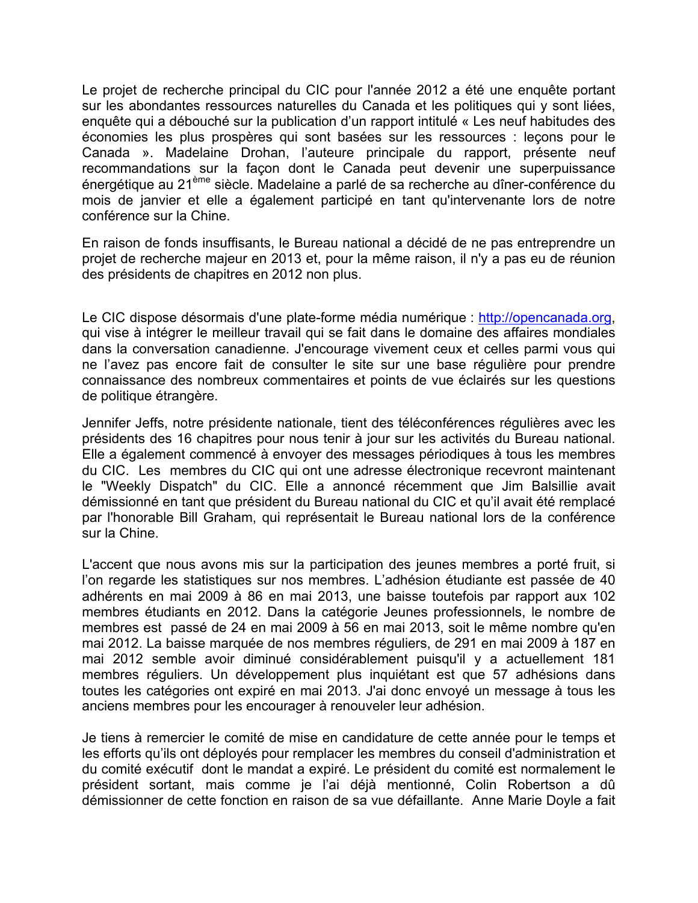Le projet de recherche principal du CIC pour l'année 2012 a été une enquête portant sur les abondantes ressources naturelles du Canada et les politiques qui y sont liées, enquête qui a débouché sur la publication d'un rapport intitulé « Les neuf habitudes des économies les plus prospères qui sont basées sur les ressources : leçons pour le Canada ». Madelaine Drohan, l'auteure principale du rapport, présente neuf recommandations sur la façon dont le Canada peut devenir une superpuissance énergétique au 21ème siècle. Madelaine a parlé de sa recherche au dîner-conférence du mois de janvier et elle a également participé en tant qu'intervenante lors de notre conférence sur la Chine.

En raison de fonds insuffisants, le Bureau national a décidé de ne pas entreprendre un projet de recherche majeur en 2013 et, pour la même raison, il n'y a pas eu de réunion des présidents de chapitres en 2012 non plus.

Le CIC dispose désormais d'une plate-forme média numérique : http://opencanada.org, qui vise à intégrer le meilleur travail qui se fait dans le domaine des affaires mondiales dans la conversation canadienne. J'encourage vivement ceux et celles parmi vous qui ne l'avez pas encore fait de consulter le site sur une base régulière pour prendre connaissance des nombreux commentaires et points de vue éclairés sur les questions de politique étrangère.

Jennifer Jeffs, notre présidente nationale, tient des téléconférences régulières avec les présidents des 16 chapitres pour nous tenir à jour sur les activités du Bureau national. Elle a également commencé à envoyer des messages périodiques à tous les membres du CIC. Les membres du CIC qui ont une adresse électronique recevront maintenant le "Weekly Dispatch" du CIC. Elle a annoncé récemment que Jim Balsillie avait démissionné en tant que président du Bureau national du CIC et qu'il avait été remplacé par l'honorable Bill Graham, qui représentait le Bureau national lors de la conférence sur la Chine.

L'accent que nous avons mis sur la participation des jeunes membres a porté fruit, si l'on regarde les statistiques sur nos membres. L'adhésion étudiante est passée de 40 adhérents en mai 2009 à 86 en mai 2013, une baisse toutefois par rapport aux 102 membres étudiants en 2012. Dans la catégorie Jeunes professionnels, le nombre de membres est passé de 24 en mai 2009 à 56 en mai 2013, soit le même nombre qu'en mai 2012. La baisse marquée de nos membres réguliers, de 291 en mai 2009 à 187 en mai 2012 semble avoir diminué considérablement puisqu'il y a actuellement 181 membres réguliers. Un développement plus inquiétant est que 57 adhésions dans toutes les catégories ont expiré en mai 2013. J'ai donc envoyé un message à tous les anciens membres pour les encourager à renouveler leur adhésion.

Je tiens à remercier le comité de mise en candidature de cette année pour le temps et les efforts qu'ils ont déployés pour remplacer les membres du conseil d'administration et du comité exécutif dont le mandat a expiré. Le président du comité est normalement le président sortant, mais comme je l'ai déjà mentionné, Colin Robertson a dû démissionner de cette fonction en raison de sa vue défaillante. Anne Marie Doyle a fait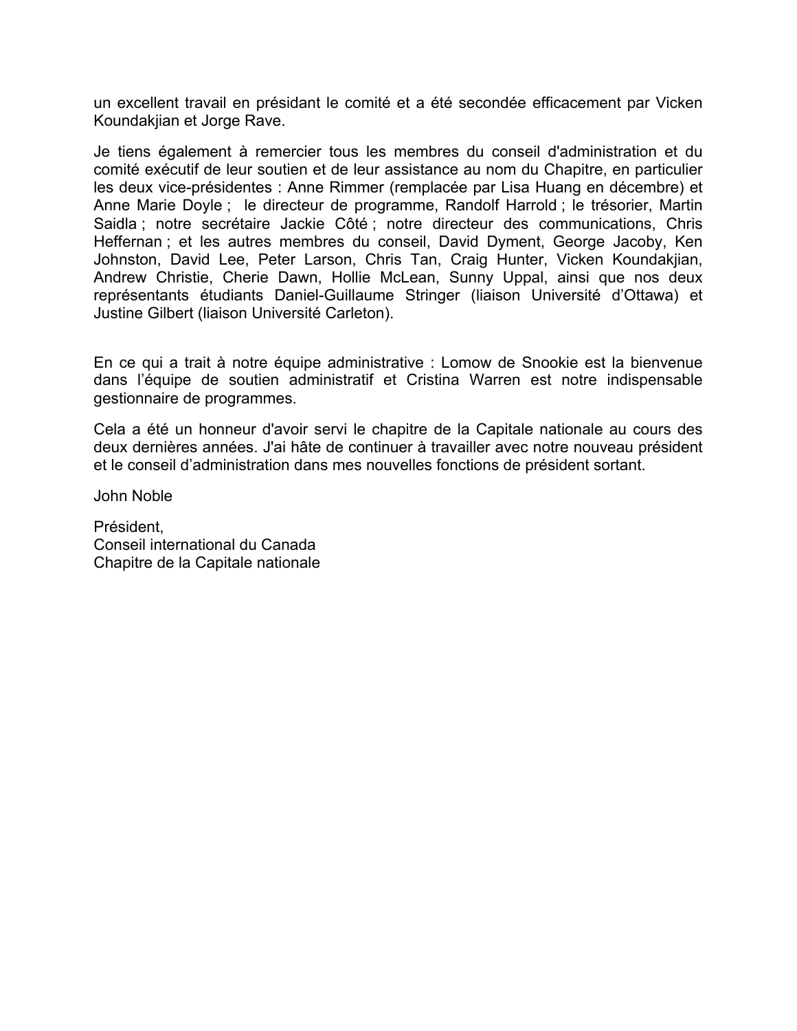un excellent travail en présidant le comité et a été secondée efficacement par Vicken Koundakjian et Jorge Rave.

Je tiens également à remercier tous les membres du conseil d'administration et du comité exécutif de leur soutien et de leur assistance au nom du Chapitre, en particulier les deux vice-présidentes : Anne Rimmer (remplacée par Lisa Huang en décembre) et Anne Marie Doyle ; le directeur de programme, Randolf Harrold ; le trésorier, Martin Saidla ; notre secrétaire Jackie Côté ; notre directeur des communications, Chris Heffernan ; et les autres membres du conseil, David Dyment, George Jacoby, Ken Johnston, David Lee, Peter Larson, Chris Tan, Craig Hunter, Vicken Koundakjian, Andrew Christie, Cherie Dawn, Hollie McLean, Sunny Uppal, ainsi que nos deux représentants étudiants Daniel-Guillaume Stringer (liaison Université d'Ottawa) et Justine Gilbert (liaison Université Carleton).

En ce qui a trait à notre équipe administrative : Lomow de Snookie est la bienvenue dans l'équipe de soutien administratif et Cristina Warren est notre indispensable gestionnaire de programmes.

Cela a été un honneur d'avoir servi le chapitre de la Capitale nationale au cours des deux dernières années. J'ai hâte de continuer à travailler avec notre nouveau président et le conseil d'administration dans mes nouvelles fonctions de président sortant.

John Noble

Président,
Conseil international du Canada
Chapitre de la Capitale nationale